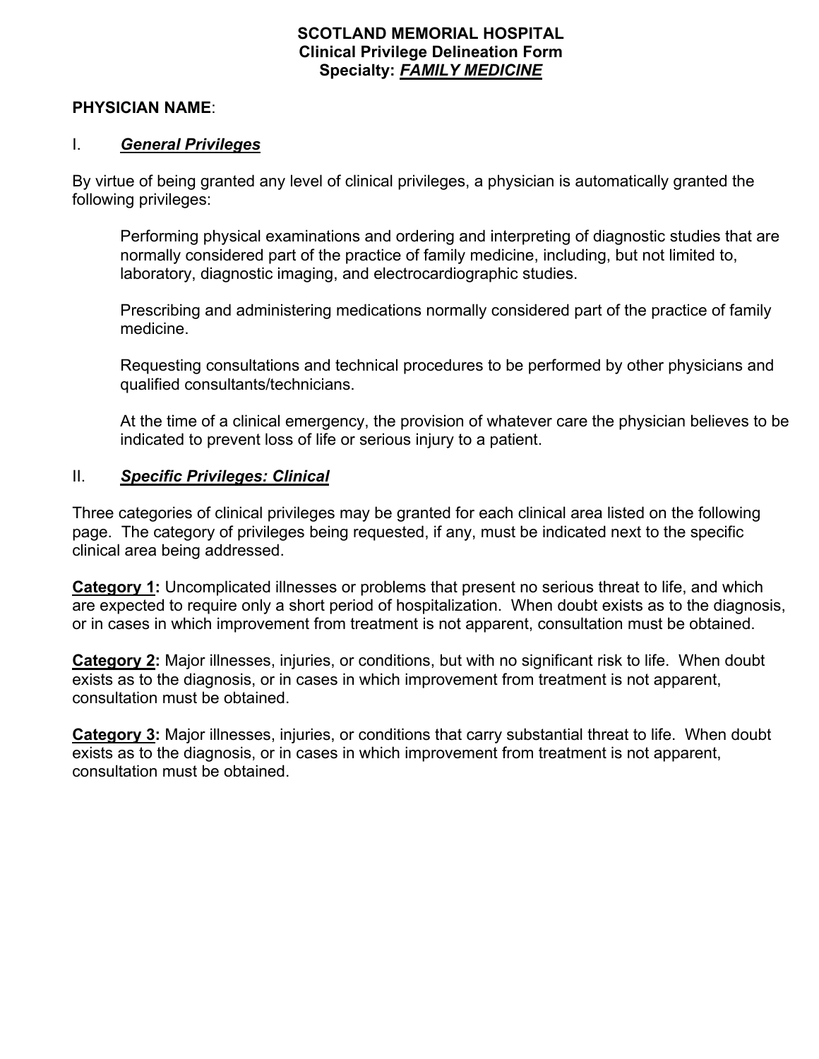**SCOTLAND MEMORIAL HOSPITAL**
**Clinical Privilege Delineation Form**
**Specialty: *FAMILY MEDICINE***

**PHYSICIAN NAME**:

## I. ***General Privileges***

By virtue of being granted any level of clinical privileges, a physician is automatically granted the following privileges:

> Performing physical examinations and ordering and interpreting of diagnostic studies that are normally considered part of the practice of family medicine, including, but not limited to, laboratory, diagnostic imaging, and electrocardiographic studies.
>
> Prescribing and administering medications normally considered part of the practice of family medicine.
>
> Requesting consultations and technical procedures to be performed by other physicians and qualified consultants/technicians.
>
> At the time of a clinical emergency, the provision of whatever care the physician believes to be indicated to prevent loss of life or serious injury to a patient.

## II. ***Specific Privileges: Clinical***

Three categories of clinical privileges may be granted for each clinical area listed on the following page. The category of privileges being requested, if any, must be indicated next to the specific clinical area being addressed.

**Category 1:** Uncomplicated illnesses or problems that present no serious threat to life, and which are expected to require only a short period of hospitalization. When doubt exists as to the diagnosis, or in cases in which improvement from treatment is not apparent, consultation must be obtained.

**Category 2:** Major illnesses, injuries, or conditions, but with no significant risk to life. When doubt exists as to the diagnosis, or in cases in which improvement from treatment is not apparent, consultation must be obtained.

**Category 3:** Major illnesses, injuries, or conditions that carry substantial threat to life. When doubt exists as to the diagnosis, or in cases in which improvement from treatment is not apparent, consultation must be obtained.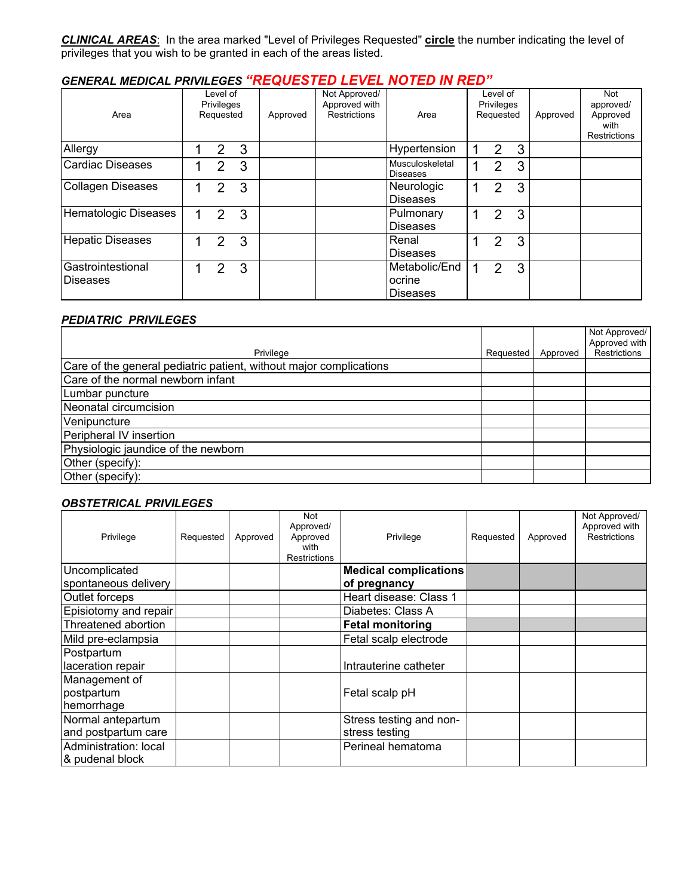***CLINICAL AREAS***: In the area marked "Level of Privileges Requested" **circle** the number indicating the level of privileges that you wish to be granted in each of the areas listed.

### *GENERAL MEDICAL PRIVILEGES* *"REQUESTED LEVEL NOTED IN RED"*

| Area | Level of Privileges Requested | Approved | Not Approved/ Approved with Restrictions | Area | Level of Privileges Requested | Approved | Not approved/ Approved with Restrictions |
|---|---|---|---|---|---|---|---|
| Allergy | 1 2 3 | | | Hypertension | 1 2 3 | | |
| Cardiac Diseases | 1 2 3 | | | Musculoskeletal Diseases | 1 2 3 | | |
| Collagen Diseases | 1 2 3 | | | Neurologic Diseases | 1 2 3 | | |
| Hematologic Diseases | 1 2 3 | | | Pulmonary Diseases | 1 2 3 | | |
| Hepatic Diseases | 1 2 3 | | | Renal Diseases | 1 2 3 | | |
| Gastrointestional Diseases | 1 2 3 | | | Metabolic/Endocrine Diseases | 1 2 3 | | |

### *PEDIATRIC PRIVILEGES*

| Privilege | Requested | Approved | Not Approved/ Approved with Restrictions |
|---|---|---|---|
| Care of the general pediatric patient, without major complications | | | |
| Care of the normal newborn infant | | | |
| Lumbar puncture | | | |
| Neonatal circumcision | | | |
| Venipuncture | | | |
| Peripheral IV insertion | | | |
| Physiologic jaundice of the newborn | | | |
| Other (specify): | | | |
| Other (specify): | | | |

### *OBSTETRICAL PRIVILEGES*

| Privilege | Requested | Approved | Not Approved/ Approved with Restrictions | Privilege | Requested | Approved | Not Approved/ Approved with Restrictions |
|---|---|---|---|---|---|---|---|
| Uncomplicated spontaneous delivery | | | | **Medical complications of pregnancy** | | | |
| Outlet forceps | | | | Heart disease: Class 1 | | | |
| Episiotomy and repair | | | | Diabetes: Class A | | | |
| Threatened abortion | | | | **Fetal monitoring** | | | |
| Mild pre-eclampsia | | | | Fetal scalp electrode | | | |
| Postpartum laceration repair | | | | Intrauterine catheter | | | |
| Management of postpartum hemorrhage | | | | Fetal scalp pH | | | |
| Normal antepartum and postpartum care | | | | Stress testing and non-stress testing | | | |
| Administration: local & pudenal block | | | | Perineal hematoma | | | |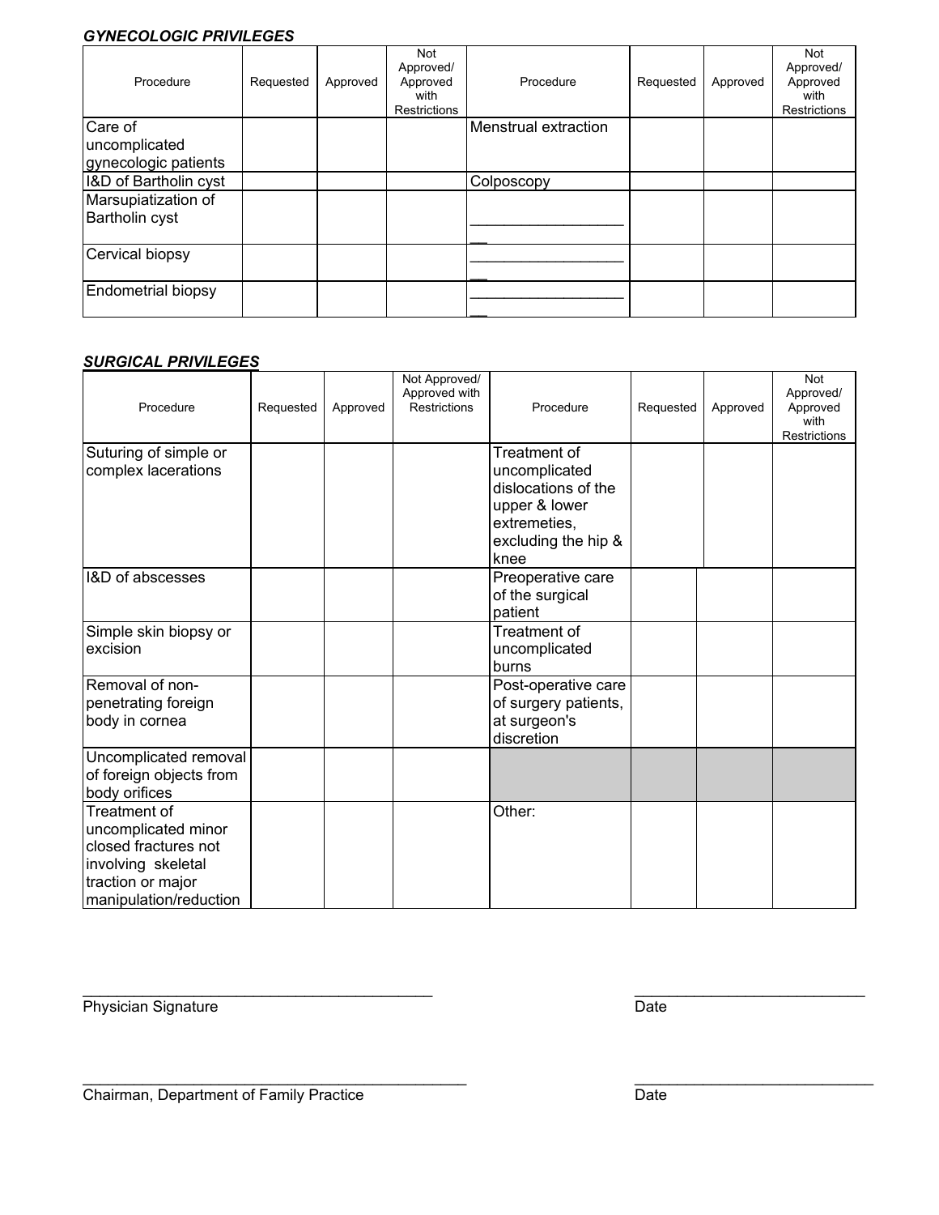***GYNECOLOGIC PRIVILEGES***

| Procedure | Requested | Approved | Not Approved/ Approved with Restrictions | Procedure | Requested | Approved | Not Approved/ Approved with Restrictions |
|---|---|---|---|---|---|---|---|
| Care of uncomplicated gynecologic patients | | | | Menstrual extraction | | | |
| I&D of Bartholin cyst | | | | Colposcopy | | | |
| Marsupiatization of Bartholin cyst | | | | ____________________ | | | |
| Cervical biopsy | | | | ____________________ | | | |
| Endometrial biopsy | | | | ____________________ | | | |

***SURGICAL PRIVILEGES***

| Procedure | Requested | Approved | Not Approved/ Approved with Restrictions | Procedure | Requested | Approved | Not Approved/ Approved with Restrictions |
|---|---|---|---|---|---|---|---|
| Suturing of simple or complex lacerations | | | | Treatment of uncomplicated dislocations of the upper & lower extremeties, excluding the hip & knee | | | |
| I&D of abscesses | | | | Preoperative care of the surgical patient | | | |
| Simple skin biopsy or excision | | | | Treatment of uncomplicated burns | | | |
| Removal of non-penetrating foreign body in cornea | | | | Post-operative care of surgery patients, at surgeon's discretion | | | |
| Uncomplicated removal of foreign objects from body orifices | | | | | | | |
| Treatment of uncomplicated minor closed fractures not involving skeletal traction or major manipulation/reduction | | | | Other: | | | |

___________________________________________ ____________________________

Physician Signature Date

_______________________________________________ ______________________________

Chairman, Department of Family Practice Date